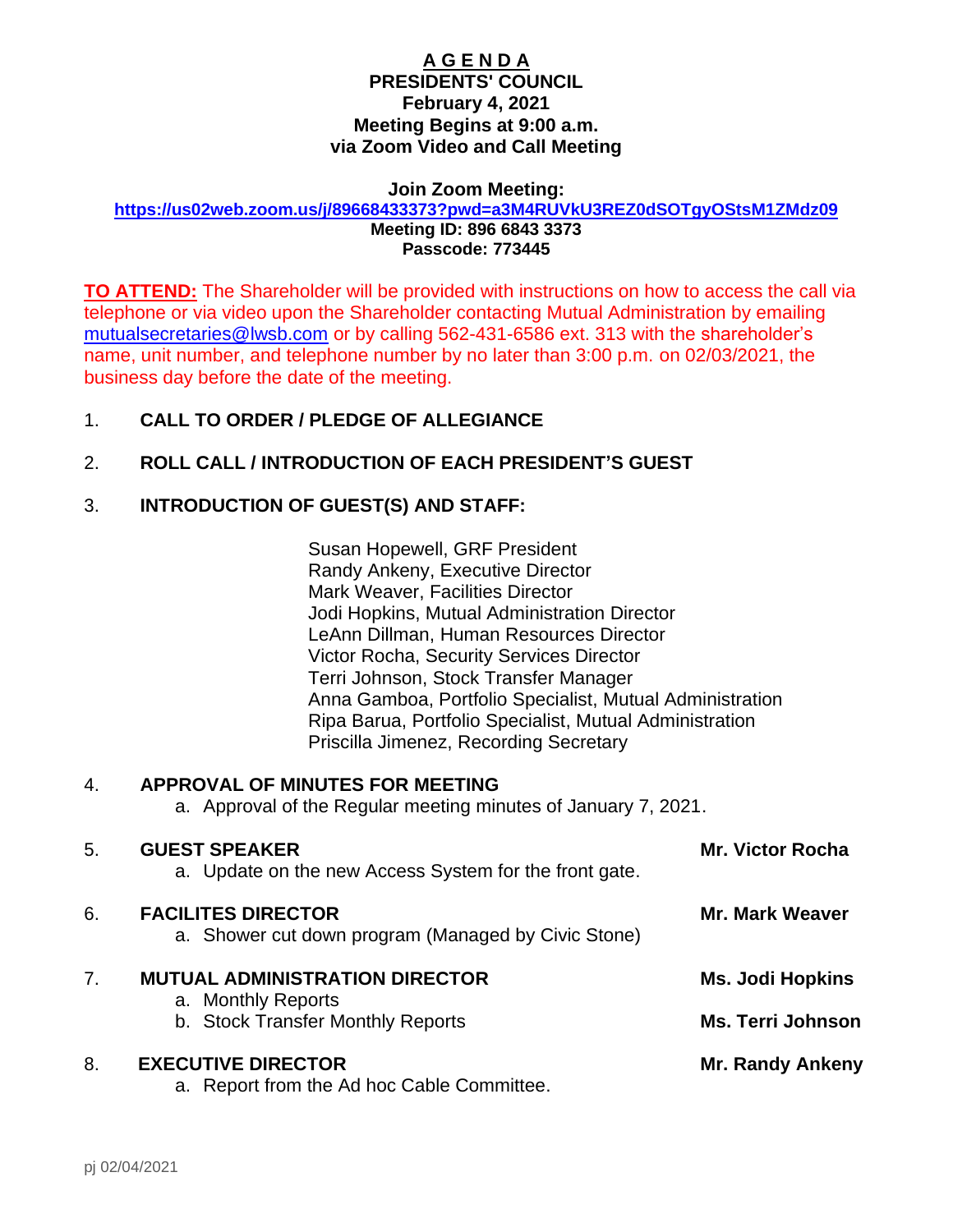# A G E N D A

**PRESIDENTS' COUNCIL**
**February 4, 2021**
**Meeting Begins at 9:00 a.m.**
**via Zoom Video and Call Meeting**

**Join Zoom Meeting:**
**https://us02web.zoom.us/j/89668433373?pwd=a3M4RUVkU3REZ0dSOTgyOStsM1ZMdz09**
**Meeting ID: 896 6843 3373**
**Passcode: 773445**

**TO ATTEND:** The Shareholder will be provided with instructions on how to access the call via telephone or via video upon the Shareholder contacting Mutual Administration by emailing mutualsecretaries@lwsb.com or by calling 562-431-6586 ext. 313 with the shareholder's name, unit number, and telephone number by no later than 3:00 p.m. on 02/03/2021, the business day before the date of the meeting.

1. **CALL TO ORDER / PLEDGE OF ALLEGIANCE**

2. **ROLL CALL / INTRODUCTION OF EACH PRESIDENT'S GUEST**

3. **INTRODUCTION OF GUEST(S) AND STAFF:**

   Susan Hopewell, GRF President
   Randy Ankeny, Executive Director
   Mark Weaver, Facilities Director
   Jodi Hopkins, Mutual Administration Director
   LeAnn Dillman, Human Resources Director
   Victor Rocha, Security Services Director
   Terri Johnson, Stock Transfer Manager
   Anna Gamboa, Portfolio Specialist, Mutual Administration
   Ripa Barua, Portfolio Specialist, Mutual Administration
   Priscilla Jimenez, Recording Secretary

4. **APPROVAL OF MINUTES FOR MEETING**
   a. Approval of the Regular meeting minutes of January 7, 2021.

5. **GUEST SPEAKER** — **Mr. Victor Rocha**
   a. Update on the new Access System for the front gate.

6. **FACILITES DIRECTOR** — **Mr. Mark Weaver**
   a. Shower cut down program (Managed by Civic Stone)

7. **MUTUAL ADMINISTRATION DIRECTOR** — **Ms. Jodi Hopkins**
   a. Monthly Reports
   b. Stock Transfer Monthly Reports — **Ms. Terri Johnson**

8. **EXECUTIVE DIRECTOR** — **Mr. Randy Ankeny**
   a. Report from the Ad hoc Cable Committee.

pj 02/04/2021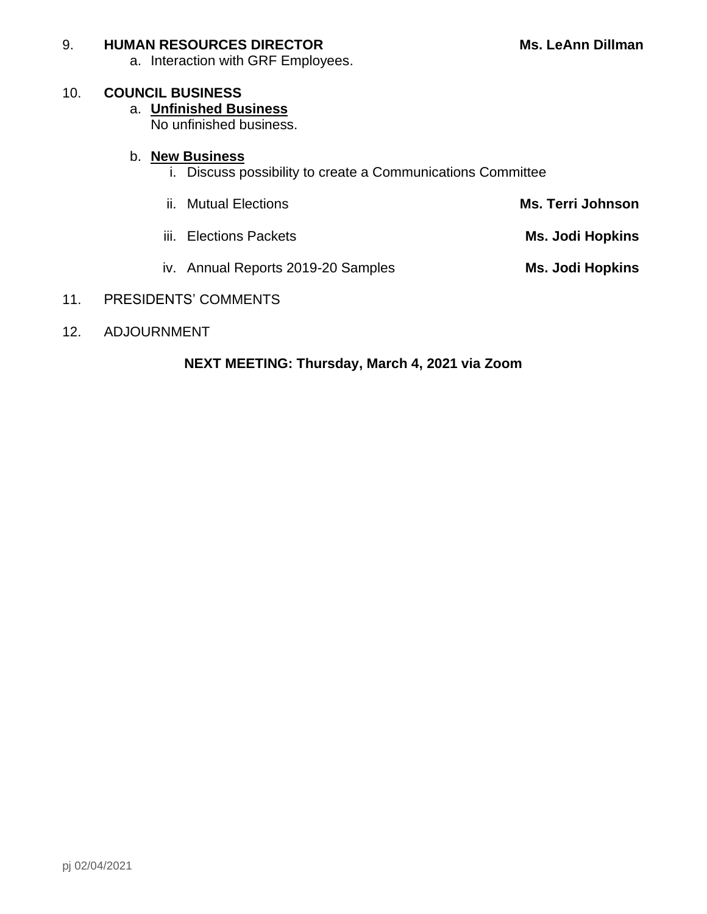9. **HUMAN RESOURCES DIRECTOR** **Ms. LeAnn Dillman**

   a. Interaction with GRF Employees.

10. **COUNCIL BUSINESS**

    a. **Unfinished Business**
       No unfinished business.

    b. **New Business**

       i. Discuss possibility to create a Communications Committee

       ii. Mutual Elections **Ms. Terri Johnson**

       iii. Elections Packets **Ms. Jodi Hopkins**

       iv. Annual Reports 2019-20 Samples **Ms. Jodi Hopkins**

11. PRESIDENTS' COMMENTS

12. ADJOURNMENT

**NEXT MEETING: Thursday, March 4, 2021 via Zoom**

pj 02/04/2021